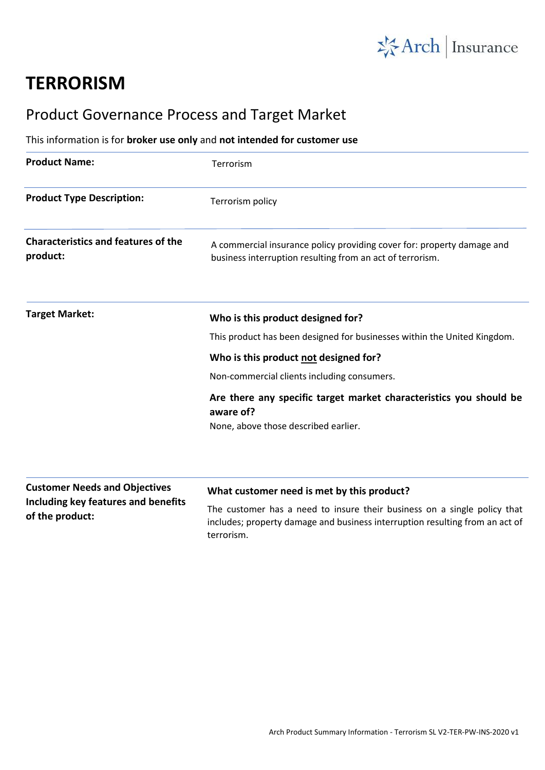# TERRORISM

## Product Governance Process and Target Market

This information is for **broker use only** and **not intended for customer use**

| | |
|---|---|
| **Product Name:** | Terrorism |
| **Product Type Description:** | Terrorism policy |
| **Characteristics and features of the product:** | A commercial insurance policy providing cover for: property damage and business interruption resulting from an act of terrorism. |
| **Target Market:** | **Who is this product designed for?**<br>This product has been designed for businesses within the United Kingdom.<br>**Who is this product <u>not</u> designed for?**<br>Non-commercial clients including consumers.<br>**Are there any specific target market characteristics you should be aware of?**<br>None, above those described earlier. |
| **Customer Needs and Objectives Including key features and benefits of the product:** | **What customer need is met by this product?**<br>The customer has a need to insure their business on a single policy that includes; property damage and business interruption resulting from an act of terrorism. |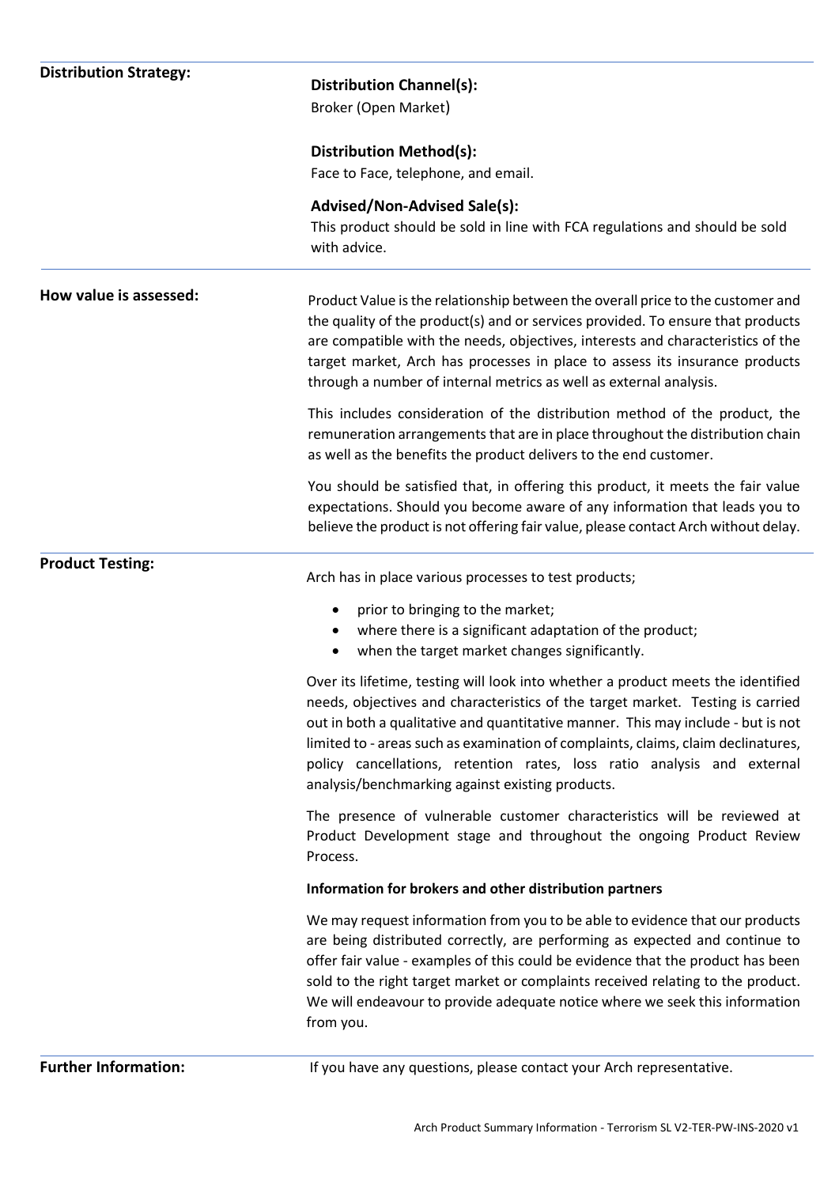| | |
|---|---|
| **Distribution Strategy:** | **Distribution Channel(s):**<br>Broker (Open Market)<br><br>**Distribution Method(s):**<br>Face to Face, telephone, and email.<br><br>**Advised/Non-Advised Sale(s):**<br>This product should be sold in line with FCA regulations and should be sold with advice. |
| **How value is assessed:** | Product Value is the relationship between the overall price to the customer and the quality of the product(s) and or services provided. To ensure that products are compatible with the needs, objectives, interests and characteristics of the target market, Arch has processes in place to assess its insurance products through a number of internal metrics as well as external analysis.<br><br>This includes consideration of the distribution method of the product, the remuneration arrangements that are in place throughout the distribution chain as well as the benefits the product delivers to the end customer.<br><br>You should be satisfied that, in offering this product, it meets the fair value expectations. Should you become aware of any information that leads you to believe the product is not offering fair value, please contact Arch without delay. |
| **Product Testing:** | Arch has in place various processes to test products;<br><br>• prior to bringing to the market;<br>• where there is a significant adaptation of the product;<br>• when the target market changes significantly.<br><br>Over its lifetime, testing will look into whether a product meets the identified needs, objectives and characteristics of the target market. Testing is carried out in both a qualitative and quantitative manner. This may include - but is not limited to - areas such as examination of complaints, claims, claim declinatures, policy cancellations, retention rates, loss ratio analysis and external analysis/benchmarking against existing products.<br><br>The presence of vulnerable customer characteristics will be reviewed at Product Development stage and throughout the ongoing Product Review Process.<br><br>**Information for brokers and other distribution partners**<br><br>We may request information from you to be able to evidence that our products are being distributed correctly, are performing as expected and continue to offer fair value - examples of this could be evidence that the product has been sold to the right target market or complaints received relating to the product. We will endeavour to provide adequate notice where we seek this information from you. |
| **Further Information:** | If you have any questions, please contact your Arch representative. |

Arch Product Summary Information - Terrorism SL V2-TER-PW-INS-2020 v1